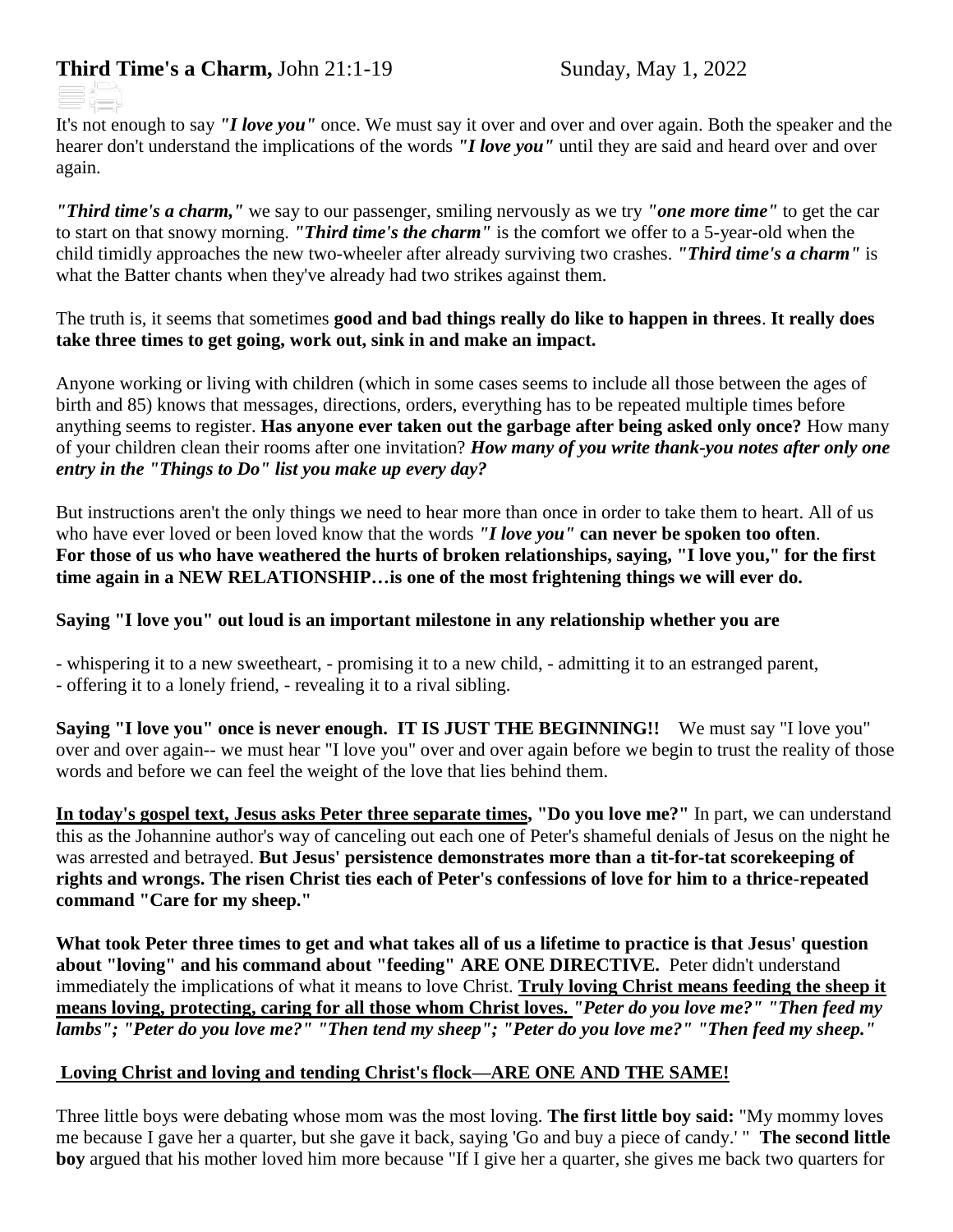**Third Time's a Charm,** John 21:1-19 Sunday, May 1, 2022

It's not enough to say ***"I love you"*** once. We must say it over and over and over again. Both the speaker and the hearer don't understand the implications of the words ***"I love you"*** until they are said and heard over and over again.

***"Third time's a charm,"*** we say to our passenger, smiling nervously as we try ***"one more time"*** to get the car to start on that snowy morning. ***"Third time's the charm"*** is the comfort we offer to a 5-year-old when the child timidly approaches the new two-wheeler after already surviving two crashes. ***"Third time's a charm"*** is what the Batter chants when they've already had two strikes against them.

The truth is, it seems that sometimes **good and bad things really do like to happen in threes**. **It really does take three times to get going, work out, sink in and make an impact.**

Anyone working or living with children (which in some cases seems to include all those between the ages of birth and 85) knows that messages, directions, orders, everything has to be repeated multiple times before anything seems to register. **Has anyone ever taken out the garbage after being asked only once?** How many of your children clean their rooms after one invitation? ***How many of you write thank-you notes after only one entry in the "Things to Do" list you make up every day?***

But instructions aren't the only things we need to hear more than once in order to take them to heart. All of us who have ever loved or been loved know that the words ***"I love you"*** **can never be spoken too often**. **For those of us who have weathered the hurts of broken relationships, saying, "I love you," for the first time again in a NEW RELATIONSHIP…is one of the most frightening things we will ever do.**

**Saying "I love you" out loud is an important milestone in any relationship whether you are**

- whispering it to a new sweetheart, - promising it to a new child, - admitting it to an estranged parent,
- offering it to a lonely friend, - revealing it to a rival sibling.

**Saying "I love you" once is never enough. IT IS JUST THE BEGINNING!!** We must say "I love you" over and over again-- we must hear "I love you" over and over again before we begin to trust the reality of those words and before we can feel the weight of the love that lies behind them.

**<u>In today's gospel text, Jesus asks Peter three separate times</u>, "Do you love me?"** In part, we can understand this as the Johannine author's way of canceling out each one of Peter's shameful denials of Jesus on the night he was arrested and betrayed. **But Jesus' persistence demonstrates more than a tit-for-tat scorekeeping of rights and wrongs. The risen Christ ties each of Peter's confessions of love for him to a thrice-repeated command "Care for my sheep."**

**What took Peter three times to get and what takes all of us a lifetime to practice is that Jesus' question about "loving" and his command about "feeding" ARE ONE DIRECTIVE.** Peter didn't understand immediately the implications of what it means to love Christ. **<u>Truly loving Christ means feeding the sheep it means loving, protecting, caring for all those whom Christ loves.</u>** ***"Peter do you love me?" "Then feed my lambs"; "Peter do you love me?" "Then tend my sheep"; "Peter do you love me?" "Then feed my sheep."***

**<u>Loving Christ and loving and tending Christ's flock—ARE ONE AND THE SAME!</u>**

Three little boys were debating whose mom was the most loving. **The first little boy said:** "My mommy loves me because I gave her a quarter, but she gave it back, saying 'Go and buy a piece of candy.' " **The second little boy** argued that his mother loved him more because "If I give her a quarter, she gives me back two quarters for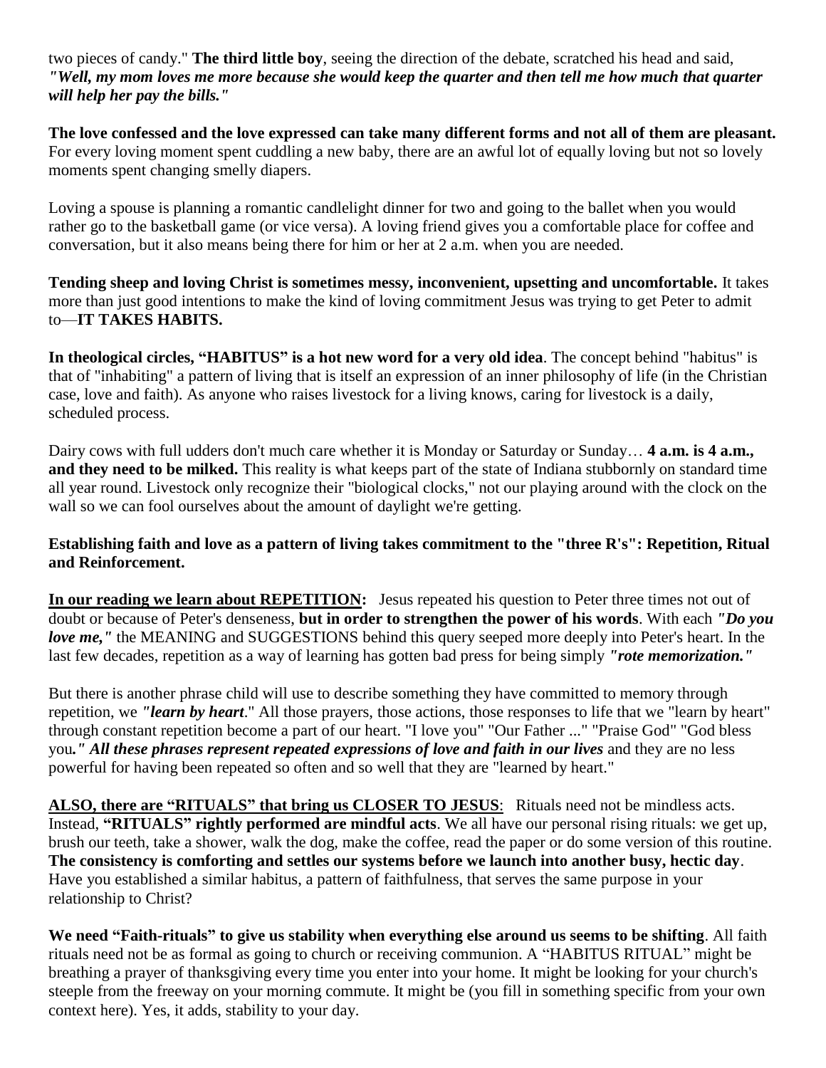two pieces of candy." **The third little boy**, seeing the direction of the debate, scratched his head and said, ***"Well, my mom loves me more because she would keep the quarter and then tell me how much that quarter will help her pay the bills."***

**The love confessed and the love expressed can take many different forms and not all of them are pleasant.** For every loving moment spent cuddling a new baby, there are an awful lot of equally loving but not so lovely moments spent changing smelly diapers.

Loving a spouse is planning a romantic candlelight dinner for two and going to the ballet when you would rather go to the basketball game (or vice versa). A loving friend gives you a comfortable place for coffee and conversation, but it also means being there for him or her at 2 a.m. when you are needed.

**Tending sheep and loving Christ is sometimes messy, inconvenient, upsetting and uncomfortable.** It takes more than just good intentions to make the kind of loving commitment Jesus was trying to get Peter to admit to—**IT TAKES HABITS.**

**In theological circles, "HABITUS" is a hot new word for a very old idea**. The concept behind "habitus" is that of "inhabiting" a pattern of living that is itself an expression of an inner philosophy of life (in the Christian case, love and faith). As anyone who raises livestock for a living knows, caring for livestock is a daily, scheduled process.

Dairy cows with full udders don't much care whether it is Monday or Saturday or Sunday… **4 a.m. is 4 a.m., and they need to be milked.** This reality is what keeps part of the state of Indiana stubbornly on standard time all year round. Livestock only recognize their "biological clocks," not our playing around with the clock on the wall so we can fool ourselves about the amount of daylight we're getting.

**Establishing faith and love as a pattern of living takes commitment to the "three R's": Repetition, Ritual and Reinforcement.**

**<u>In our reading we learn about REPETITION</u>:** Jesus repeated his question to Peter three times not out of doubt or because of Peter's denseness, **but in order to strengthen the power of his words**. With each ***"Do you love me,"*** the MEANING and SUGGESTIONS behind this query seeped more deeply into Peter's heart. In the last few decades, repetition as a way of learning has gotten bad press for being simply ***"rote memorization."***

But there is another phrase child will use to describe something they have committed to memory through repetition, we ***"learn by heart***." All those prayers, those actions, those responses to life that we "learn by heart" through constant repetition become a part of our heart. "I love you" "Our Father ..." "Praise God" "God bless you***." All these phrases represent repeated expressions of love and faith in our lives*** and they are no less powerful for having been repeated so often and so well that they are "learned by heart."

**<u>ALSO, there are "RITUALS" that bring us CLOSER TO JESUS</u>**: Rituals need not be mindless acts. Instead, **"RITUALS" rightly performed are mindful acts**. We all have our personal rising rituals: we get up, brush our teeth, take a shower, walk the dog, make the coffee, read the paper or do some version of this routine. **The consistency is comforting and settles our systems before we launch into another busy, hectic day**. Have you established a similar habitus, a pattern of faithfulness, that serves the same purpose in your relationship to Christ?

**We need "Faith-rituals" to give us stability when everything else around us seems to be shifting**. All faith rituals need not be as formal as going to church or receiving communion. A "HABITUS RITUAL" might be breathing a prayer of thanksgiving every time you enter into your home. It might be looking for your church's steeple from the freeway on your morning commute. It might be (you fill in something specific from your own context here). Yes, it adds, stability to your day.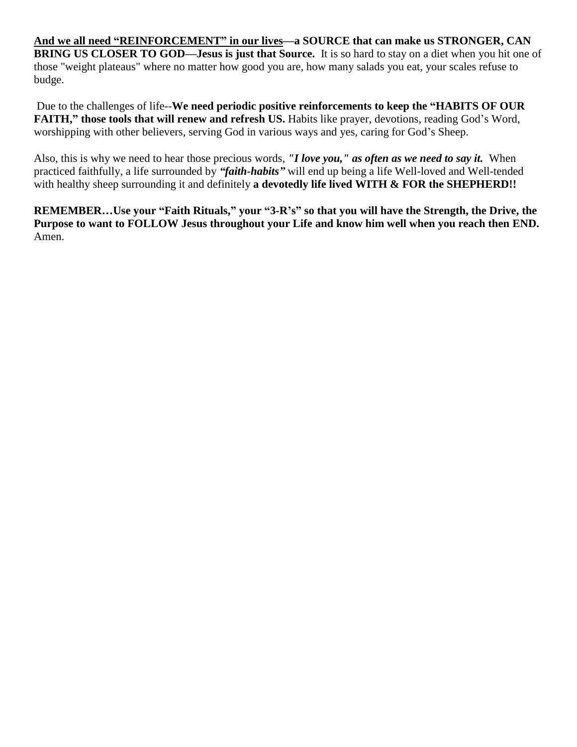<u>**And we all need "REINFORCEMENT" in our lives**</u>**—a SOURCE that can make us STRONGER, CAN BRING US CLOSER TO GOD—Jesus is just that Source.** It is so hard to stay on a diet when you hit one of those "weight plateaus" where no matter how good you are, how many salads you eat, your scales refuse to budge.

Due to the challenges of life--**We need periodic positive reinforcements to keep the "HABITS OF OUR FAITH," those tools that will renew and refresh US.** Habits like prayer, devotions, reading God's Word, worshipping with other believers, serving God in various ways and yes, caring for God's Sheep.

Also, this is why we need to hear those precious words, ***"I love you," as often as we need to say it.*** When practiced faithfully, a life surrounded by ***"faith-habits"*** will end up being a life Well-loved and Well-tended with healthy sheep surrounding it and definitely **a devotedly life lived WITH & FOR the SHEPHERD!!**

**REMEMBER…Use your "Faith Rituals," your "3-R's" so that you will have the Strength, the Drive, the Purpose to want to FOLLOW Jesus throughout your Life and know him well when you reach then END.** Amen.